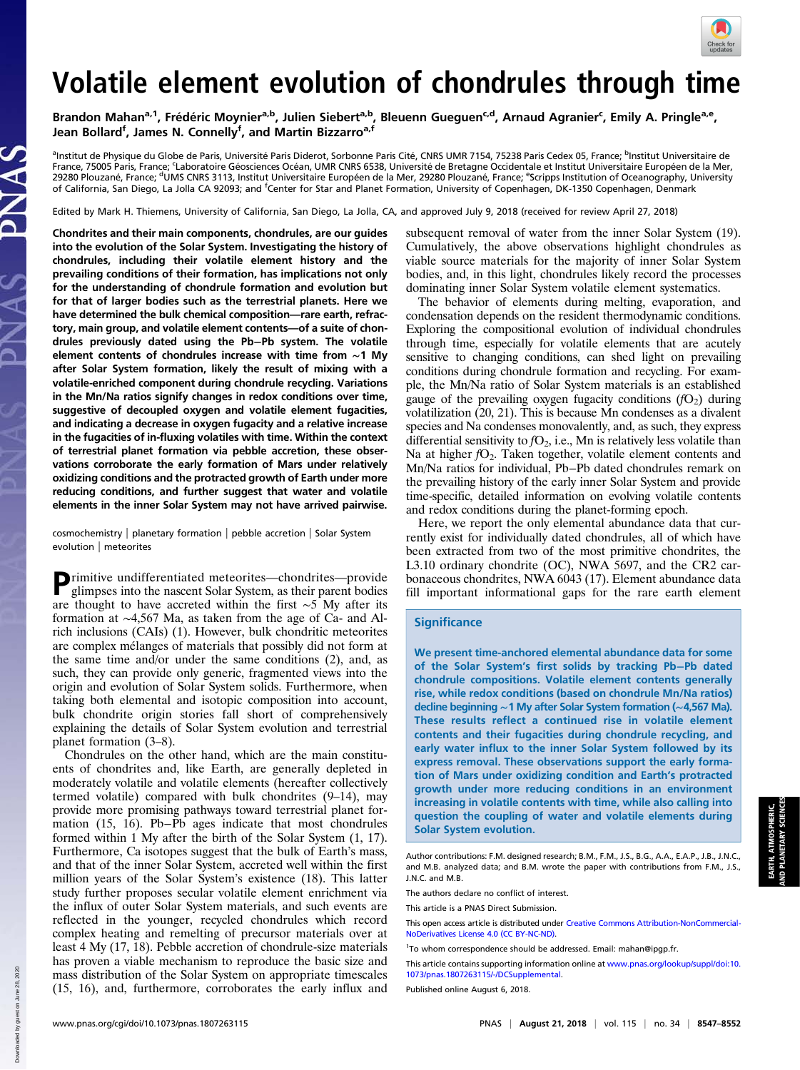# Volatile element evolution of chondrules through time

Brandon Mahan[a,1], Frédéric Moynier[a,b], Julien Siebert[a,b], Bleuenn Gueguen[c,d], Arnaud Agranier[c], Emily A. Pringle[a,e], Jean Bollard[f], James N. Connelly[f], and Martin Bizzarro[a,f]

[a]Institut de Physique du Globe de Paris, Université Paris Diderot, Sorbonne Paris Cité, CNRS UMR 7154, 75238 Paris Cedex 05, France; [b]Institut Universitaire de France, 75005 Paris, France; [c]Laboratoire Géosciences Océan, UMR CNRS 6538, Université de Bretagne Occidentale et Institut Universitaire Européen de la Mer, 29280 Plouzané, France; [d]UMS CNRS 3113, Institut Universitaire Européen de la Mer, 29280 Plouzané, France; [e]Scripps Institution of Oceanography, University of California, San Diego, La Jolla CA 92093; and [f]Center for Star and Planet Formation, University of Copenhagen, DK-1350 Copenhagen, Denmark

Edited by Mark H. Thiemens, University of California, San Diego, La Jolla, CA, and approved July 9, 2018 (received for review April 27, 2018)

**Chondrites and their main components, chondrules, are our guides into the evolution of the Solar System. Investigating the history of chondrules, including their volatile element history and the prevailing conditions of their formation, has implications not only for the understanding of chondrule formation and evolution but for that of larger bodies such as the terrestrial planets. Here we have determined the bulk chemical composition—rare earth, refractory, main group, and volatile element contents—of a suite of chondrules previously dated using the Pb–Pb system. The volatile element contents of chondrules increase with time from ∼1 My after Solar System formation, likely the result of mixing with a volatile-enriched component during chondrule recycling. Variations in the Mn/Na ratios signify changes in redox conditions over time, suggestive of decoupled oxygen and volatile element fugacities, and indicating a decrease in oxygen fugacity and a relative increase in the fugacities of in-fluxing volatiles with time. Within the context of terrestrial planet formation via pebble accretion, these observations corroborate the early formation of Mars under relatively oxidizing conditions and the protracted growth of Earth under more reducing conditions, and further suggest that water and volatile elements in the inner Solar System may not have arrived pairwise.**

cosmochemistry | planetary formation | pebble accretion | Solar System evolution | meteorites

Primitive undifferentiated meteorites—chondrites—provide glimpses into the nascent Solar System, as their parent bodies are thought to have accreted within the first ∼5 My after its formation at ∼4,567 Ma, as taken from the age of Ca- and Al-rich inclusions (CAIs) (1). However, bulk chondritic meteorites are complex mélanges of materials that possibly did not form at the same time and/or under the same conditions (2), and, as such, they can provide only generic, fragmented views into the origin and evolution of Solar System solids. Furthermore, when taking both elemental and isotopic composition into account, bulk chondrite origin stories fall short of comprehensively explaining the details of Solar System evolution and terrestrial planet formation (3–8).

Chondrules on the other hand, which are the main constituents of chondrites and, like Earth, are generally depleted in moderately volatile and volatile elements (hereafter collectively termed volatile) compared with bulk chondrites (9–14), may provide more promising pathways toward terrestrial planet formation (15, 16). Pb–Pb ages indicate that most chondrules formed within 1 My after the birth of the Solar System (1, 17). Furthermore, Ca isotopes suggest that the bulk of Earth's mass, and that of the inner Solar System, accreted well within the first million years of the Solar System's existence (18). This latter study further proposes secular volatile element enrichment via the influx of outer Solar System materials, and such events are reflected in the younger, recycled chondrules which record complex heating and remelting of precursor materials over at least 4 My (17, 18). Pebble accretion of chondrule-size materials has proven a viable mechanism to reproduce the basic size and mass distribution of the Solar System on appropriate timescales (15, 16), and, furthermore, corroborates the early influx and subsequent removal of water from the inner Solar System (19). Cumulatively, the above observations highlight chondrules as viable source materials for the majority of inner Solar System bodies, and, in this light, chondrules likely record the processes dominating inner Solar System volatile element systematics.

The behavior of elements during melting, evaporation, and condensation depends on the resident thermodynamic conditions. Exploring the compositional evolution of individual chondrules through time, especially for volatile elements that are acutely sensitive to changing conditions, can shed light on prevailing conditions during chondrule formation and recycling. For example, the Mn/Na ratio of Solar System materials is an established gauge of the prevailing oxygen fugacity conditions ($fO_2$) during volatilization (20, 21). This is because Mn condenses as a divalent species and Na condenses monovalently, and, as such, they express differential sensitivity to $fO_2$, i.e., Mn is relatively less volatile than Na at higher $fO_2$. Taken together, volatile element contents and Mn/Na ratios for individual, Pb–Pb dated chondrules remark on the prevailing history of the early inner Solar System and provide time-specific, detailed information on evolving volatile contents and redox conditions during the planet-forming epoch.

Here, we report the only elemental abundance data that currently exist for individually dated chondrules, all of which have been extracted from two of the most primitive chondrites, the L3.10 ordinary chondrite (OC), NWA 5697, and the CR2 carbonaceous chondrites, NWA 6043 (17). Element abundance data fill important informational gaps for the rare earth element

## Significance

We present time-anchored elemental abundance data for some of the Solar System's first solids by tracking Pb–Pb dated chondrule compositions. Volatile element contents generally rise, while redox conditions (based on chondrule Mn/Na ratios) decline beginning ∼1 My after Solar System formation (∼4,567 Ma). These results reflect a continued rise in volatile element contents and their fugacities during chondrule recycling, and early water influx to the inner Solar System followed by its express removal. These observations support the early formation of Mars under oxidizing condition and Earth's protracted growth under more reducing conditions in an environment increasing in volatile contents with time, while also calling into question the coupling of water and volatile elements during Solar System evolution.

Author contributions: F.M. designed research; B.M., F.M., J.S., B.G., A.A., E.A.P., J.B., J.N.C., and M.B. analyzed data; and B.M. wrote the paper with contributions from F.M., J.S., J.N.C. and M.B.

The authors declare no conflict of interest.

This article is a PNAS Direct Submission.

This open access article is distributed under Creative Commons Attribution-NonCommercial-NoDerivatives License 4.0 (CC BY-NC-ND).

[1]To whom correspondence should be addressed. Email: mahan@ipgp.fr.

This article contains supporting information online at www.pnas.org/lookup/suppl/doi:10.1073/pnas.1807263115/-/DCSupplemental.

Published online August 6, 2018.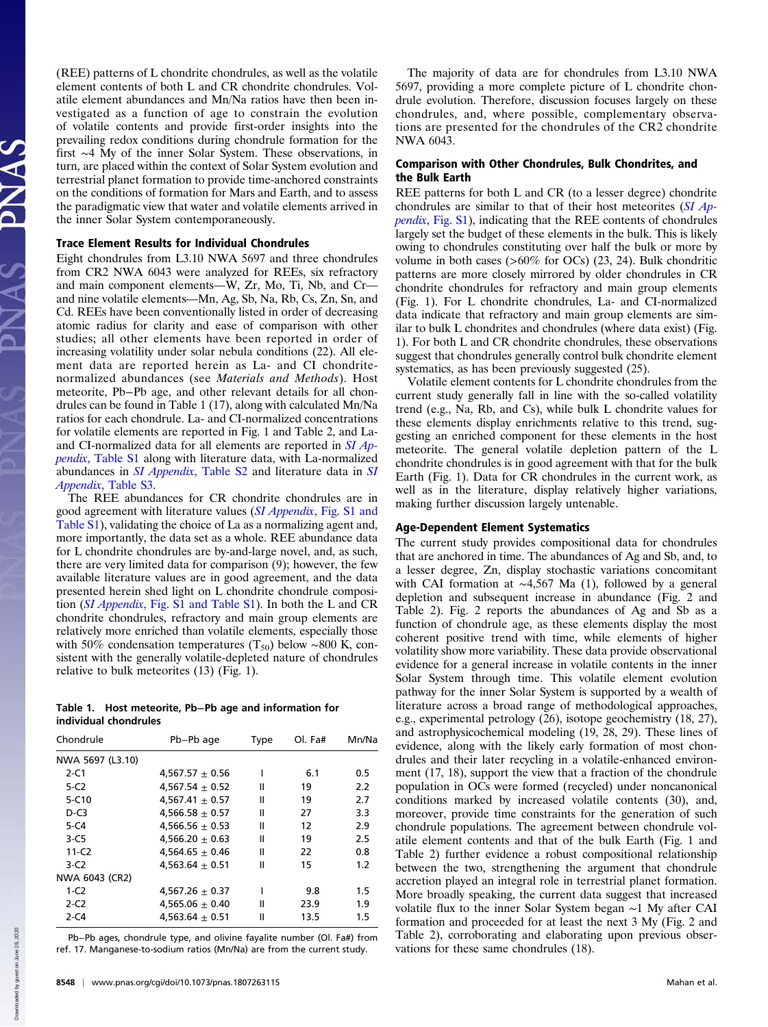(REE) patterns of L chondrite chondrules, as well as the volatile element contents of both L and CR chondrite chondrules. Volatile element abundances and Mn/Na ratios have then been investigated as a function of age to constrain the evolution of volatile contents and provide first-order insights into the prevailing redox conditions during chondrule formation for the first ∼4 My of the inner Solar System. These observations, in turn, are placed within the context of Solar System evolution and terrestrial planet formation to provide time-anchored constraints on the conditions of formation for Mars and Earth, and to assess the paradigmatic view that water and volatile elements arrived in the inner Solar System contemporaneously.

## Trace Element Results for Individual Chondrules

Eight chondrules from L3.10 NWA 5697 and three chondrules from CR2 NWA 6043 were analyzed for REEs, six refractory and main component elements—W, Zr, Mo, Ti, Nb, and Cr—and nine volatile elements—Mn, Ag, Sb, Na, Rb, Cs, Zn, Sn, and Cd. REEs have been conventionally listed in order of decreasing atomic radius for clarity and ease of comparison with other studies; all other elements have been reported in order of increasing volatility under solar nebula conditions (22). All element data are reported herein as La- and CI chondrite-normalized abundances (see *Materials and Methods*). Host meteorite, Pb−Pb age, and other relevant details for all chondrules can be found in Table 1 (17), along with calculated Mn/Na ratios for each chondrule. La- and CI-normalized concentrations for volatile elements are reported in Fig. 1 and Table 2, and La- and CI-normalized data for all elements are reported in *SI Appendix*, Table S1 along with literature data, with La-normalized abundances in *SI Appendix*, Table S2 and literature data in *SI Appendix*, Table S3.

The REE abundances for CR chondrite chondrules are in good agreement with literature values (*SI Appendix*, Fig. S1 and Table S1), validating the choice of La as a normalizing agent and, more importantly, the data set as a whole. REE abundance data for L chondrite chondrules are by-and-large novel, and, as such, there are very limited data for comparison (9); however, the few available literature values are in good agreement, and the data presented herein shed light on L chondrite chondrule composition (*SI Appendix*, Fig. S1 and Table S1). In both the L and CR chondrite chondrules, refractory and main group elements are relatively more enriched than volatile elements, especially those with 50% condensation temperatures ($T_{50}$) below ∼800 K, consistent with the generally volatile-depleted nature of chondrules relative to bulk meteorites (13) (Fig. 1).

**Table 1. Host meteorite, Pb−Pb age and information for individual chondrules**

| Chondrule | Pb−Pb age | Type | Ol. Fa# | Mn/Na |
|---|---|---|---|---|
| NWA 5697 (L3.10) | | | | |
| 2-C1 | 4,567.57 ± 0.56 | I | 6.1 | 0.5 |
| 5-C2 | 4,567.54 ± 0.52 | II | 19 | 2.2 |
| 5-C10 | 4,567.41 ± 0.57 | II | 19 | 2.7 |
| D-C3 | 4,566.58 ± 0.57 | II | 27 | 3.3 |
| 5-C4 | 4,566.56 ± 0.53 | II | 12 | 2.9 |
| 3-C5 | 4,566.20 ± 0.63 | II | 19 | 2.5 |
| 11-C2 | 4,564.65 ± 0.46 | II | 22 | 0.8 |
| 3-C2 | 4,563.64 ± 0.51 | II | 15 | 1.2 |
| NWA 6043 (CR2) | | | | |
| 1-C2 | 4,567.26 ± 0.37 | I | 9.8 | 1.5 |
| 2-C2 | 4,565.06 ± 0.40 | II | 23.9 | 1.9 |
| 2-C4 | 4,563.64 ± 0.51 | II | 13.5 | 1.5 |

Pb−Pb ages, chondrule type, and olivine fayalite number (Ol. Fa#) from ref. 17. Manganese-to-sodium ratios (Mn/Na) are from the current study.

The majority of data are for chondrules from L3.10 NWA 5697, providing a more complete picture of L chondrite chondrule evolution. Therefore, discussion focuses largely on these chondrules, and, where possible, complementary observations are presented for the chondrules of the CR2 chondrite NWA 6043.

## Comparison with Other Chondrules, Bulk Chondrites, and the Bulk Earth

REE patterns for both L and CR (to a lesser degree) chondrite chondrules are similar to that of their host meteorites (*SI Appendix*, Fig. S1), indicating that the REE contents of chondrules largely set the budget of these elements in the bulk. This is likely owing to chondrules constituting over half the bulk or more by volume in both cases (>60% for OCs) (23, 24). Bulk chondritic patterns are more closely mirrored by older chondrules in CR chondrite chondrules for refractory and main group elements (Fig. 1). For L chondrite chondrules, La- and CI-normalized data indicate that refractory and main group elements are similar to bulk L chondrites and chondrules (where data exist) (Fig. 1). For both L and CR chondrite chondrules, these observations suggest that chondrules generally control bulk chondrite element systematics, as has been previously suggested (25).

Volatile element contents for L chondrite chondrules from the current study generally fall in line with the so-called volatility trend (e.g., Na, Rb, and Cs), while bulk L chondrite values for these elements display enrichments relative to this trend, suggesting an enriched component for these elements in the host meteorite. The general volatile depletion pattern of the L chondrite chondrules is in good agreement with that for the bulk Earth (Fig. 1). Data for CR chondrules in the current work, as well as in the literature, display relatively higher variations, making further discussion largely untenable.

## Age-Dependent Element Systematics

The current study provides compositional data for chondrules that are anchored in time. The abundances of Ag and Sb, and, to a lesser degree, Zn, display stochastic variations concomitant with CAI formation at ∼4,567 Ma (1), followed by a general depletion and subsequent increase in abundance (Fig. 2 and Table 2). Fig. 2 reports the abundances of Ag and Sb as a function of chondrule age, as these elements display the most coherent positive trend with time, while elements of higher volatility show more variability. These data provide observational evidence for a general increase in volatile contents in the inner Solar System through time. This volatile element evolution pathway for the inner Solar System is supported by a wealth of literature across a broad range of methodological approaches, e.g., experimental petrology (26), isotope geochemistry (18, 27), and astrophysicochemical modeling (19, 28, 29). These lines of evidence, along with the likely early formation of most chondrules and their later recycling in a volatile-enhanced environment (17, 18), support the view that a fraction of the chondrule population in OCs were formed (recycled) under noncanonical conditions marked by increased volatile contents (30), and, moreover, provide time constraints for the generation of such chondrule populations. The agreement between chondrule volatile element contents and that of the bulk Earth (Fig. 1 and Table 2) further evidence a robust compositional relationship between the two, strengthening the argument that chondrule accretion played an integral role in terrestrial planet formation. More broadly speaking, the current data suggest that increased volatile flux to the inner Solar System began ∼1 My after CAI formation and proceeded for at least the next 3 My (Fig. 2 and Table 2), corroborating and elaborating upon previous observations for these same chondrules (18).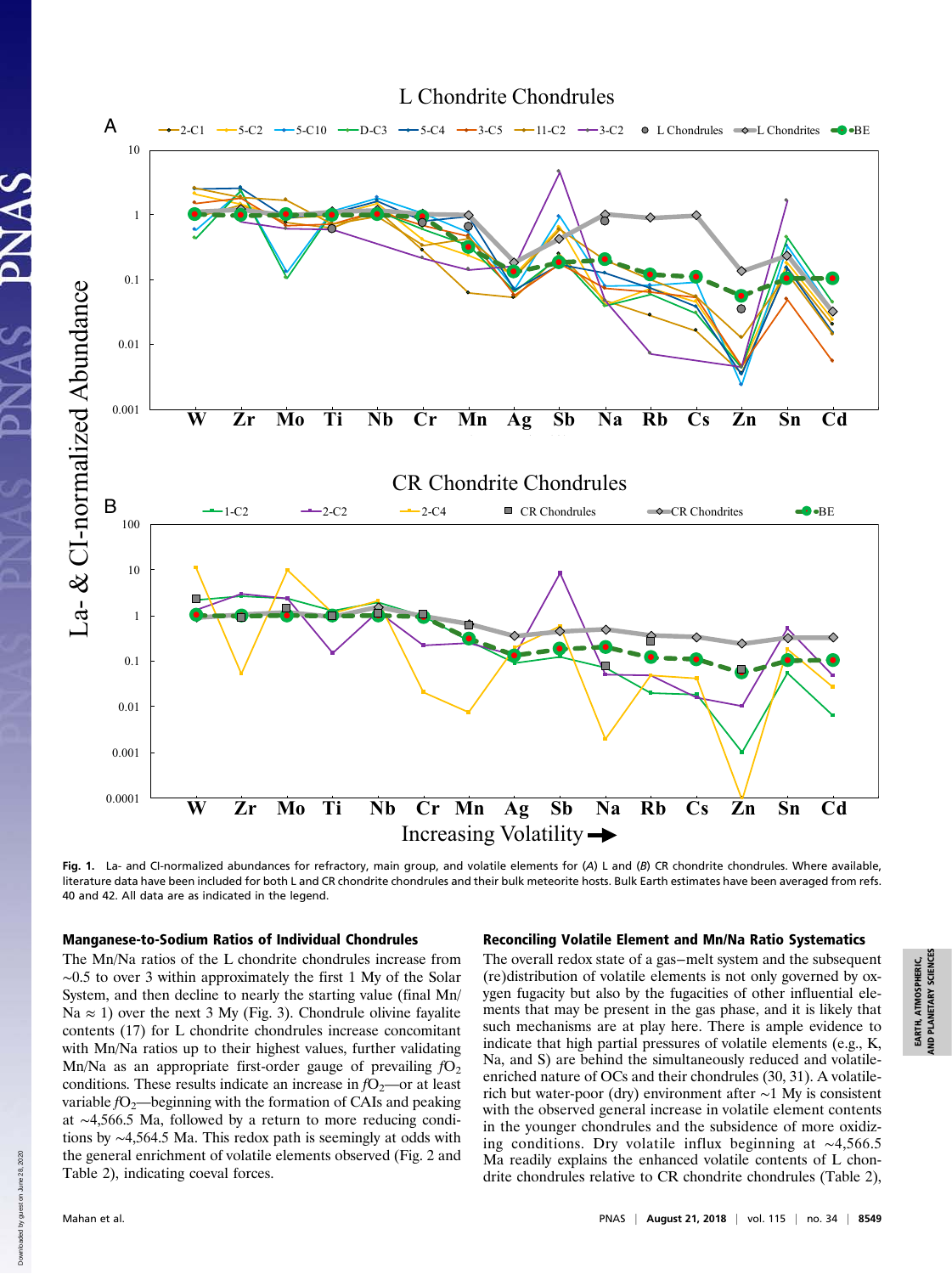**Fig. 1.** La- and CI-normalized abundances for refractory, main group, and volatile elements for (*A*) L and (*B*) CR chondrite chondrules. Where available, literature data have been included for both L and CR chondrite chondrules and their bulk meteorite hosts. Bulk Earth estimates have been averaged from refs. 40 and 42. All data are as indicated in the legend.

### Manganese-to-Sodium Ratios of Individual Chondrules

The Mn/Na ratios of the L chondrite chondrules increase from ∼0.5 to over 3 within approximately the first 1 My of the Solar System, and then decline to nearly the starting value (final Mn/Na ≈ 1) over the next 3 My (Fig. 3). Chondrule olivine fayalite contents (17) for L chondrite chondrules increase concomitant with Mn/Na ratios up to their highest values, further validating Mn/Na as an appropriate first-order gauge of prevailing $fO_2$ conditions. These results indicate an increase in $fO_2$—or at least variable $fO_2$—beginning with the formation of CAIs and peaking at ∼4,566.5 Ma, followed by a return to more reducing conditions by ∼4,564.5 Ma. This redox path is seemingly at odds with the general enrichment of volatile elements observed (Fig. 2 and Table 2), indicating coeval forces.

### Reconciling Volatile Element and Mn/Na Ratio Systematics

The overall redox state of a gas−melt system and the subsequent (re)distribution of volatile elements is not only governed by oxygen fugacity but also by the fugacities of other influential elements that may be present in the gas phase, and it is likely that such mechanisms are at play here. There is ample evidence to indicate that high partial pressures of volatile elements (e.g., K, Na, and S) are behind the simultaneously reduced and volatile-enriched nature of OCs and their chondrules (30, 31). A volatile-rich but water-poor (dry) environment after ∼1 My is consistent with the observed general increase in volatile element contents in the younger chondrules and the subsidence of more oxidizing conditions. Dry volatile influx beginning at ∼4,566.5 Ma readily explains the enhanced volatile contents of L chondrite chondrules relative to CR chondrite chondrules (Table 2),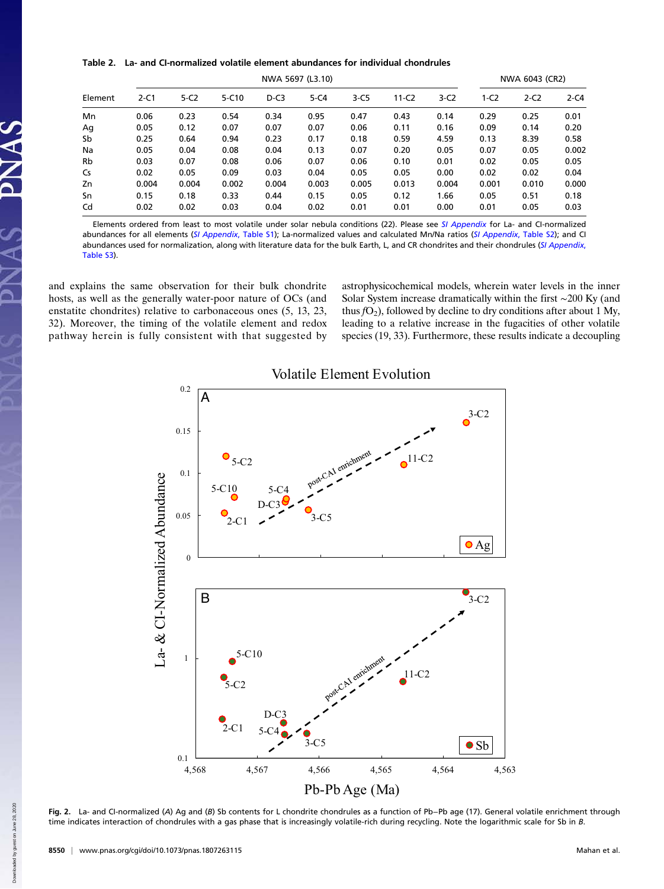**Table 2. La- and CI-normalized volatile element abundances for individual chondrules**

| | NWA 5697 (L3.10) | | | | | | | | NWA 6043 (CR2) | | |
|---|---|---|---|---|---|---|---|---|---|---|---|
| Element | 2-C1 | 5-C2 | 5-C10 | D-C3 | 5-C4 | 3-C5 | 11-C2 | 3-C2 | 1-C2 | 2-C2 | 2-C4 |
| Mn | 0.06 | 0.23 | 0.54 | 0.34 | 0.95 | 0.47 | 0.43 | 0.14 | 0.29 | 0.25 | 0.01 |
| Ag | 0.05 | 0.12 | 0.07 | 0.07 | 0.07 | 0.06 | 0.11 | 0.16 | 0.09 | 0.14 | 0.20 |
| Sb | 0.25 | 0.64 | 0.94 | 0.23 | 0.17 | 0.18 | 0.59 | 4.59 | 0.13 | 8.39 | 0.58 |
| Na | 0.05 | 0.04 | 0.08 | 0.04 | 0.13 | 0.07 | 0.20 | 0.05 | 0.07 | 0.05 | 0.002 |
| Rb | 0.03 | 0.07 | 0.08 | 0.06 | 0.07 | 0.06 | 0.10 | 0.01 | 0.02 | 0.05 | 0.05 |
| Cs | 0.02 | 0.05 | 0.09 | 0.03 | 0.04 | 0.05 | 0.05 | 0.00 | 0.02 | 0.02 | 0.04 |
| Zn | 0.004 | 0.004 | 0.002 | 0.004 | 0.003 | 0.005 | 0.013 | 0.004 | 0.001 | 0.010 | 0.000 |
| Sn | 0.15 | 0.18 | 0.33 | 0.44 | 0.15 | 0.05 | 0.12 | 1.66 | 0.05 | 0.51 | 0.18 |
| Cd | 0.02 | 0.02 | 0.03 | 0.04 | 0.02 | 0.01 | 0.01 | 0.00 | 0.01 | 0.05 | 0.03 |

Elements ordered from least to most volatile under solar nebula conditions (22). Please see *SI Appendix* for La- and CI-normalized abundances for all elements (*SI Appendix*, Table S1); La-normalized values and calculated Mn/Na ratios (*SI Appendix*, Table S2); and CI abundances used for normalization, along with literature data for the bulk Earth, L, and CR chondrites and their chondrules (*SI Appendix*, Table S3).

and explains the same observation for their bulk chondrite hosts, as well as the generally water-poor nature of OCs (and enstatite chondrites) relative to carbonaceous ones (5, 13, 23, 32). Moreover, the timing of the volatile element and redox pathway herein is fully consistent with that suggested by astrophysicochemical models, wherein water levels in the inner Solar System increase dramatically within the first ~200 Ky (and thus $fO_2$), followed by decline to dry conditions after about 1 My, leading to a relative increase in the fugacities of other volatile species (19, 33). Furthermore, these results indicate a decoupling

**Fig. 2.** La- and CI-normalized (*A*) Ag and (*B*) Sb contents for L chondrite chondrules as a function of Pb–Pb age (17). General volatile enrichment through time indicates interaction of chondrules with a gas phase that is increasingly volatile-rich during recycling. Note the logarithmic scale for Sb in *B*.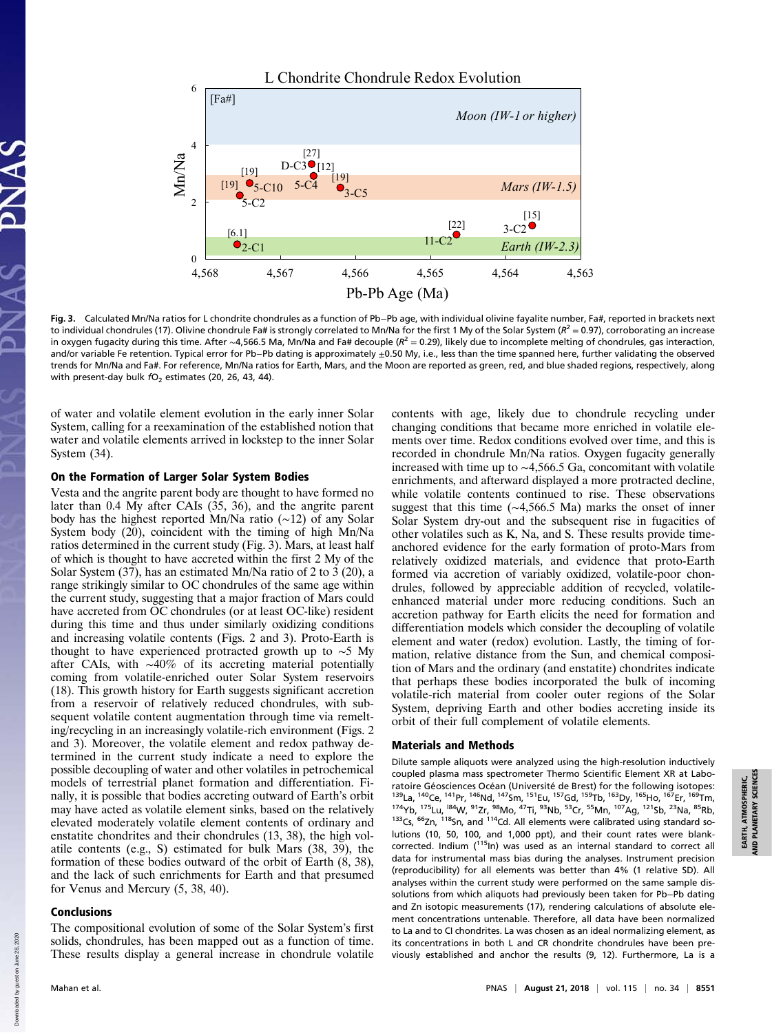**Fig. 3.** Calculated Mn/Na ratios for L chondrite chondrules as a function of Pb–Pb age, with individual olivine fayalite number, Fa#, reported in brackets next to individual chondrules (17). Olivine chondrule Fa# is strongly correlated to Mn/Na for the first 1 My of the Solar System ($R^2 = 0.97$), corroborating an increase in oxygen fugacity during this time. After ∼4,566.5 Ma, Mn/Na and Fa# decouple ($R^2 = 0.29$), likely due to incomplete melting of chondrules, gas interaction, and/or variable Fe retention. Typical error for Pb–Pb dating is approximately ±0.50 My, i.e., less than the time spanned here, further validating the observed trends for Mn/Na and Fa#. For reference, Mn/Na ratios for Earth, Mars, and the Moon are reported as green, red, and blue shaded regions, respectively, along with present-day bulk $fO_2$ estimates (20, 26, 43, 44).

of water and volatile element evolution in the early inner Solar System, calling for a reexamination of the established notion that water and volatile elements arrived in lockstep to the inner Solar System (34).

### On the Formation of Larger Solar System Bodies

Vesta and the angrite parent body are thought to have formed no later than 0.4 My after CAIs (35, 36), and the angrite parent body has the highest reported Mn/Na ratio (∼12) of any Solar System body (20), coincident with the timing of high Mn/Na ratios determined in the current study (Fig. 3). Mars, at least half of which is thought to have accreted within the first 2 My of the Solar System (37), has an estimated Mn/Na ratio of 2 to 3 (20), a range strikingly similar to OC chondrules of the same age within the current study, suggesting that a major fraction of Mars could have accreted from OC chondrules (or at least OC-like) resident during this time and thus under similarly oxidizing conditions and increasing volatile contents (Figs. 2 and 3). Proto-Earth is thought to have experienced protracted growth up to ∼5 My after CAIs, with ∼40% of its accreting material potentially coming from volatile-enriched outer Solar System reservoirs (18). This growth history for Earth suggests significant accretion from a reservoir of relatively reduced chondrules, with subsequent volatile content augmentation through time via remelting/recycling in an increasingly volatile-rich environment (Figs. 2 and 3). Moreover, the volatile element and redox pathway determined in the current study indicate a need to explore the possible decoupling of water and other volatiles in petrochemical models of terrestrial planet formation and differentiation. Finally, it is possible that bodies accreting outward of Earth's orbit may have acted as volatile element sinks, based on the relatively elevated moderately volatile element contents of ordinary and enstatite chondrites and their chondrules (13, 38), the high volatile contents (e.g., S) estimated for bulk Mars (38, 39), the formation of these bodies outward of the orbit of Earth (8, 38), and the lack of such enrichments for Earth and that presumed for Venus and Mercury (5, 38, 40).

### Conclusions

The compositional evolution of some of the Solar System's first solids, chondrules, has been mapped out as a function of time. These results display a general increase in chondrule volatile contents with age, likely due to chondrule recycling under changing conditions that became more enriched in volatile elements over time. Redox conditions evolved over time, and this is recorded in chondrule Mn/Na ratios. Oxygen fugacity generally increased with time up to ∼4,566.5 Ga, concomitant with volatile enrichments, and afterward displayed a more protracted decline, while volatile contents continued to rise. These observations suggest that this time (∼4,566.5 Ma) marks the onset of inner Solar System dry-out and the subsequent rise in fugacities of other volatiles such as K, Na, and S. These results provide time-anchored evidence for the early formation of proto-Mars from relatively oxidized materials, and evidence that proto-Earth formed via accretion of variably oxidized, volatile-poor chondrules, followed by appreciable addition of recycled, volatile-enhanced material under more reducing conditions. Such an accretion pathway for Earth elicits the need for formation and differentiation models which consider the decoupling of volatile element and water (redox) evolution. Lastly, the timing of formation, relative distance from the Sun, and chemical composition of Mars and the ordinary (and enstatite) chondrites indicate that perhaps these bodies incorporated the bulk of incoming volatile-rich material from cooler outer regions of the Solar System, depriving Earth and other bodies accreting inside its orbit of their full complement of volatile elements.

### Materials and Methods

Dilute sample aliquots were analyzed using the high-resolution inductively coupled plasma mass spectrometer Thermo Scientific Element XR at Laboratoire Géosciences Océan (Université de Brest) for the following isotopes: $^{139}$La, $^{140}$Ce, $^{141}$Pr, $^{146}$Nd, $^{147}$Sm, $^{151}$Eu, $^{157}$Gd, $^{159}$Tb, $^{163}$Dy, $^{165}$Ho, $^{167}$Er, $^{169}$Tm, $^{174}$Yb, $^{175}$Lu, $^{184}$W, $^{91}$Zr, $^{98}$Mo, $^{47}$Ti, $^{93}$Nb, $^{53}$Cr, $^{55}$Mn, $^{107}$Ag, $^{121}$Sb, $^{23}$Na, $^{85}$Rb, $^{133}$Cs, $^{66}$Zn, $^{118}$Sn, and $^{114}$Cd. All elements were calibrated using standard solutions (10, 50, 100, and 1,000 ppt), and their count rates were blank-corrected. Indium ($^{115}$In) was used as an internal standard to correct all data for instrumental mass bias during the analyses. Instrument precision (reproducibility) for all elements was better than 4% (1 relative SD). All analyses within the current study were performed on the same sample dissolutions from which aliquots had previously been taken for Pb–Pb dating and Zn isotopic measurements (17), rendering calculations of absolute element concentrations untenable. Therefore, all data have been normalized to La and to CI chondrites. La was chosen as an ideal normalizing element, as its concentrations in both L and CR chondrite chondrules have been previously established and anchor the results (9, 12). Furthermore, La is a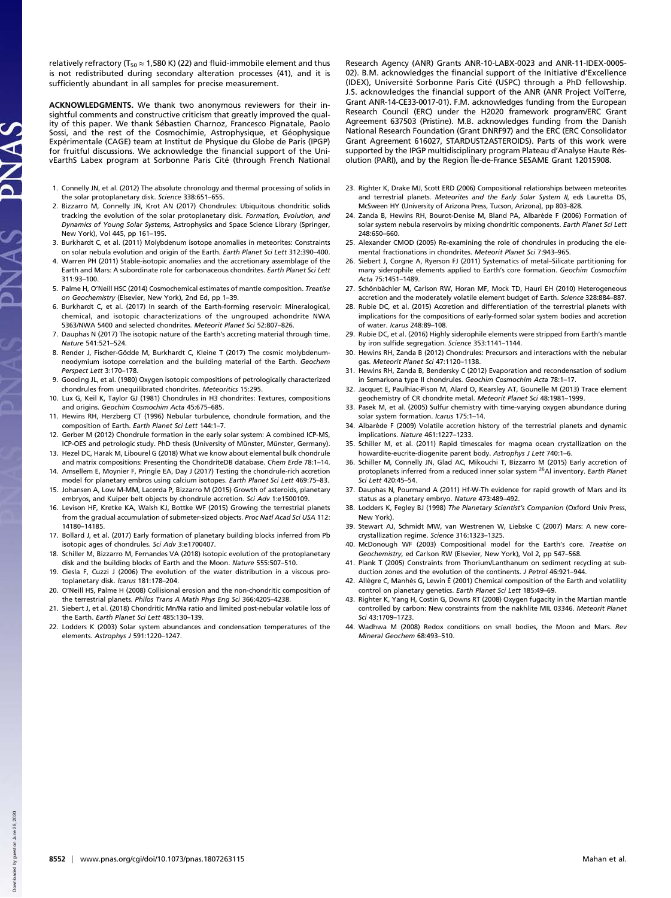relatively refractory ($T_{50} \approx 1{,}580$ K) (22) and fluid-immobile element and thus is not redistributed during secondary alteration processes (41), and it is sufficiently abundant in all samples for precise measurement.

**ACKNOWLEDGMENTS.** We thank two anonymous reviewers for their insightful comments and constructive criticism that greatly improved the quality of this paper. We thank Sébastien Charnoz, Francesco Pignatale, Paolo Sossi, and the rest of the Cosmochimie, Astrophysique, et Géophysique Expérimentale (CAGE) team at Institut de Physique du Globe de Paris (IPGP) for fruitful discussions. We acknowledge the financial support of the UnivEarthS Labex program at Sorbonne Paris Cité (through French National Research Agency (ANR) Grants ANR-10-LABX-0023 and ANR-11-IDEX-0005-02). B.M. acknowledges the financial support of the Initiative d'Excellence (IDEX), Université Sorbonne Paris Cité (USPC) through a PhD fellowship. J.S. acknowledges the financial support of the ANR (ANR Project VolTerre, Grant ANR-14-CE33-0017-01). F.M. acknowledges funding from the European Research Council (ERC) under the H2020 framework program/ERC Grant Agreement 637503 (Pristine). M.B. acknowledges funding from the Danish National Research Foundation (Grant DNRF97) and the ERC (ERC Consolidator Grant Agreement 616027, STARDUST2ASTEROIDS). Parts of this work were supported by the IPGP multidisciplinary program Plateau d'Analyse Haute Résolution (PARI), and by the Region Île-de-France SESAME Grant 12015908.

1. Connelly JN, et al. (2012) The absolute chronology and thermal processing of solids in the solar protoplanetary disk. *Science* 338:651–655.
2. Bizzarro M, Connelly JN, Krot AN (2017) Chondrules: Ubiquitous chondritic solids tracking the evolution of the solar protoplanetary disk. *Formation, Evolution, and Dynamics of Young Solar Systems*, Astrophysics and Space Science Library (Springer, New York), Vol 445, pp 161–195.
3. Burkhardt C, et al. (2011) Molybdenum isotope anomalies in meteorites: Constraints on solar nebula evolution and origin of the Earth. *Earth Planet Sci Lett* 312:390–400.
4. Warren PH (2011) Stable-isotopic anomalies and the accretionary assemblage of the Earth and Mars: A subordinate role for carbonaceous chondrites. *Earth Planet Sci Lett* 311:93–100.
5. Palme H, O'Neill HSC (2014) Cosmochemical estimates of mantle composition. *Treatise on Geochemistry* (Elsevier, New York), 2nd Ed, pp 1–39.
6. Burkhardt C, et al. (2017) In search of the Earth-forming reservoir: Mineralogical, chemical, and isotopic characterizations of the ungrouped achondrite NWA 5363/NWA 5400 and selected chondrites. *Meteorit Planet Sci* 52:807–826.
7. Dauphas N (2017) The isotopic nature of the Earth's accreting material through time. *Nature* 541:521–524.
8. Render J, Fischer-Gödde M, Burkhardt C, Kleine T (2017) The cosmic molybdenum-neodymium isotope correlation and the building material of the Earth. *Geochem Perspect Lett* 3:170–178.
9. Gooding JL, et al. (1980) Oxygen isotopic compositions of petrologically characterized chondrules from unequilibrated chondrites. *Meteoritics* 15:295.
10. Lux G, Keil K, Taylor GJ (1981) Chondrules in H3 chondrites: Textures, compositions and origins. *Geochim Cosmochim Acta* 45:675–685.
11. Hewins RH, Herzberg CT (1996) Nebular turbulence, chondrule formation, and the composition of Earth. *Earth Planet Sci Lett* 144:1–7.
12. Gerber M (2012) Chondrule formation in the early solar system: A combined ICP-MS, ICP-OES and petrologic study. PhD thesis (University of Münster, Münster, Germany).
13. Hezel DC, Harak M, Libourel G (2018) What we know about elemental bulk chondrule and matrix compositions: Presenting the ChondriteDB database. *Chem Erde* 78:1–14.
14. Amsellem E, Moynier F, Pringle EA, Day J (2017) Testing the chondrule-rich accretion model for planetary embros using calcium isotopes. *Earth Planet Sci Lett* 469:75–83.
15. Johansen A, Low M-MM, Lacerda P, Bizzarro M (2015) Growth of asteroids, planetary embryos, and Kuiper belt objects by chondrule accretion. *Sci Adv* 1:e1500109.
16. Levison HF, Kretke KA, Walsh KJ, Bottke WF (2015) Growing the terrestrial planets from the gradual accumulation of submeter-sized objects. *Proc Natl Acad Sci USA* 112: 14180–14185.
17. Bollard J, et al. (2017) Early formation of planetary building blocks inferred from Pb isotopic ages of chondrules. *Sci Adv* 3:e1700407.
18. Schiller M, Bizzarro M, Fernandes VA (2018) Isotopic evolution of the protoplanetary disk and the building blocks of Earth and the Moon. *Nature* 555:507–510.
19. Ciesla F, Cuzzi J (2006) The evolution of the water distribution in a viscous protoplanetary disk. *Icarus* 181:178–204.
20. O'Neill HS, Palme H (2008) Collisional erosion and the non-chondritic composition of the terrestrial planets. *Philos Trans A Math Phys Eng Sci* 366:4205–4238.
21. Siebert J, et al. (2018) Chondritic Mn/Na ratio and limited post-nebular volatile loss of the Earth. *Earth Planet Sci Lett* 485:130–139.
22. Lodders K (2003) Solar system abundances and condensation temperatures of the elements. *Astrophys J* 591:1220–1247.
23. Righter K, Drake MJ, Scott ERD (2006) Compositional relationships between meteorites and terrestrial planets. *Meteorites and the Early Solar System II*, eds Lauretta DS, McSween HY (University of Arizona Press, Tucson, Arizona), pp 803–828.
24. Zanda B, Hewins RH, Bourot-Denise M, Bland PA, Albarède F (2006) Formation of solar system nebula reservoirs by mixing chondritic components. *Earth Planet Sci Lett* 248:650–660.
25. Alexander CMOD (2005) Re-examining the role of chondrules in producing the elemental fractionations in chondrites. *Meteorit Planet Sci* 7:943–965.
26. Siebert J, Corgne A, Ryerson FJ (2011) Systematics of metal–Silicate partitioning for many siderophile elements applied to Earth's core formation. *Geochim Cosmochim Acta* 75:1451–1489.
27. Schönbächler M, Carlson RW, Horan MF, Mock TD, Hauri EH (2010) Heterogeneous accretion and the moderately volatile element budget of Earth. *Science* 328:884–887.
28. Rubie DC, et al. (2015) Accretion and differentiation of the terrestrial planets with implications for the compositions of early-formed solar system bodies and accretion of water. *Icarus* 248:89–108.
29. Rubie DC, et al. (2016) Highly siderophile elements were stripped from Earth's mantle by iron sulfide segregation. *Science* 353:1141–1144.
30. Hewins RH, Zanda B (2012) Chondrules: Precursors and interactions with the nebular gas. *Meteorit Planet Sci* 47:1120–1138.
31. Hewins RH, Zanda B, Bendersky C (2012) Evaporation and recondensation of sodium in Semarkona type II chondrules. *Geochim Cosmochim Acta* 78:1–17.
32. Jacquet E, Paulhiac-Pison M, Alard O, Kearsley AT, Gounelle M (2013) Trace element geochemistry of CR chondrite metal. *Meteorit Planet Sci* 48:1981–1999.
33. Pasek M, et al. (2005) Sulfur chemistry with time-varying oxygen abundance during solar system formation. *Icarus* 175:1–14.
34. Albarède F (2009) Volatile accretion history of the terrestrial planets and dynamic implications. *Nature* 461:1227–1233.
35. Schiller M, et al. (2011) Rapid timescales for magma ocean crystallization on the howardite-eucrite-diogenite parent body. *Astrophys J Lett* 740:1–6.
36. Schiller M, Connelly JN, Glad AC, Mikouchi T, Bizzarro M (2015) Early accretion of protoplanets inferred from a reduced inner solar system $^{26}$Al inventory. *Earth Planet Sci Lett* 420:45–54.
37. Dauphas N, Pourmand A (2011) Hf-W-Th evidence for rapid growth of Mars and its status as a planetary embryo. *Nature* 473:489–492.
38. Lodders K, Fegley BJ (1998) *The Planetary Scientist's Companion* (Oxford Univ Press, New York).
39. Stewart AJ, Schmidt MW, van Westrenen W, Liebske C (2007) Mars: A new core-crystallization regime. *Science* 316:1323–1325.
40. McDonough WF (2003) Compositional model for the Earth's core. *Treatise on Geochemistry*, ed Carlson RW (Elsevier, New York), Vol 2, pp 547–568.
41. Plank T (2005) Constraints from Thorium/Lanthanum on sediment recycling at subduction zones and the evolution of the continents. *J Petrol* 46:921–944.
42. Allègre C, Manhès G, Lewin É (2001) Chemical composition of the Earth and volatility control on planetary genetics. *Earth Planet Sci Lett* 185:49–69.
43. Righter K, Yang H, Costin G, Downs RT (2008) Oxygen fugacity in the Martian mantle controlled by carbon: New constraints from the nakhlite MIL 03346. *Meteorit Planet Sci* 43:1709–1723.
44. Wadhwa M (2008) Redox conditions on small bodies, the Moon and Mars. *Rev Mineral Geochem* 68:493–510.